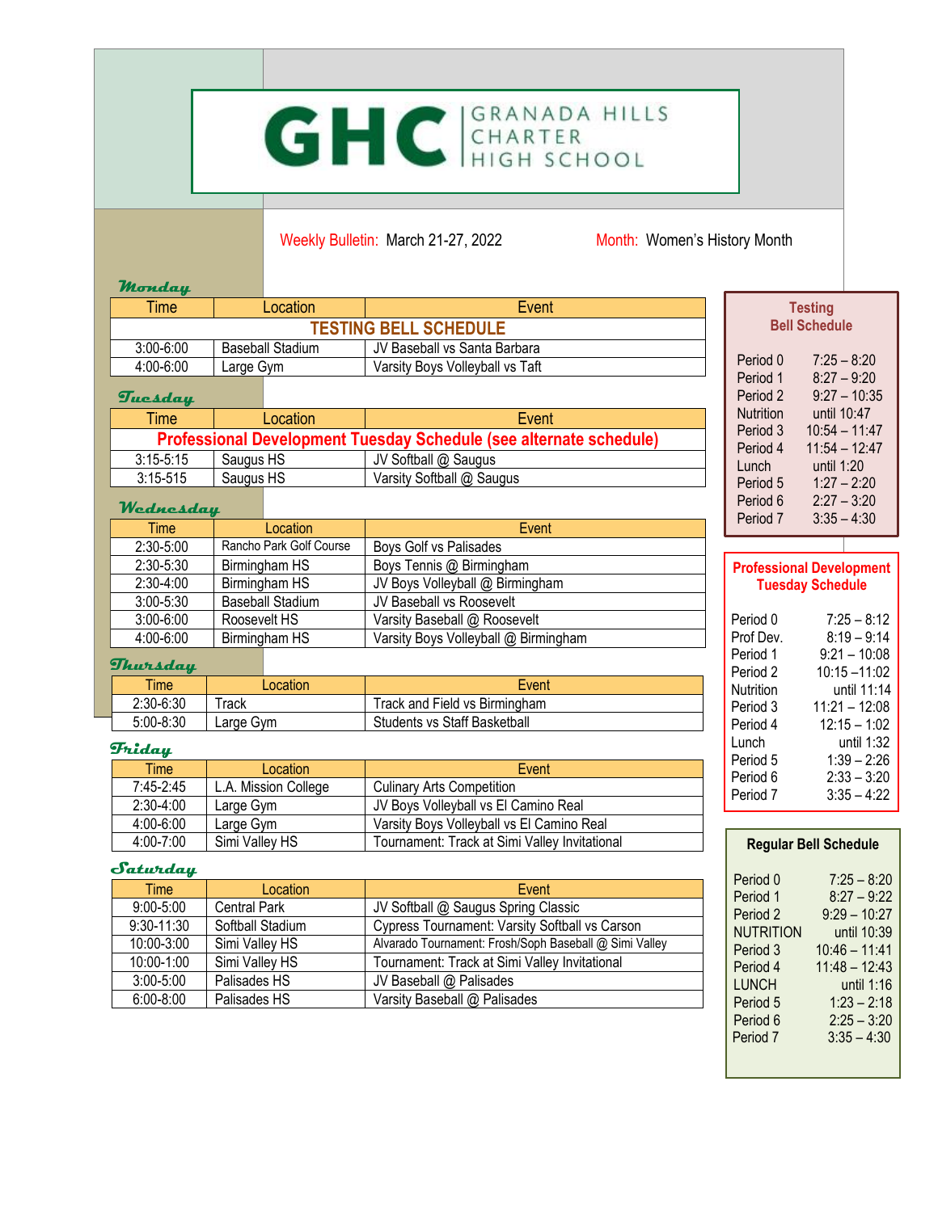# GHC | GRANADA HILLS CHARTER HIGH SCHOOL

Weekly Bulletin: March 21-27, 2022 Month: Women's History Month

### Monday

| Time | Location | Event |
|---|---|---|
| **TESTING BELL SCHEDULE** | | |
| 3:00-6:00 | Baseball Stadium | JV Baseball vs Santa Barbara |
| 4:00-6:00 | Large Gym | Varsity Boys Volleyball vs Taft |

### Tuesday

| Time | Location | Event |
|---|---|---|
| **Professional Development Tuesday Schedule (see alternate schedule)** | | |
| 3:15-5:15 | Saugus HS | JV Softball @ Saugus |
| 3:15-515 | Saugus HS | Varsity Softball @ Saugus |

### Wednesday

| Time | Location | Event |
|---|---|---|
| 2:30-5:00 | Rancho Park Golf Course | Boys Golf vs Palisades |
| 2:30-5:30 | Birmingham HS | Boys Tennis @ Birmingham |
| 2:30-4:00 | Birmingham HS | JV Boys Volleyball @ Birmingham |
| 3:00-5:30 | Baseball Stadium | JV Baseball vs Roosevelt |
| 3:00-6:00 | Roosevelt HS | Varsity Baseball @ Roosevelt |
| 4:00-6:00 | Birmingham HS | Varsity Boys Volleyball @ Birmingham |

### Thursday

| Time | Location | Event |
|---|---|---|
| 2:30-6:30 | Track | Track and Field vs Birmingham |
| 5:00-8:30 | Large Gym | Students vs Staff Basketball |

### Friday

| Time | Location | Event |
|---|---|---|
| 7:45-2:45 | L.A. Mission College | Culinary Arts Competition |
| 2:30-4:00 | Large Gym | JV Boys Volleyball vs El Camino Real |
| 4:00-6:00 | Large Gym | Varsity Boys Volleyball vs El Camino Real |
| 4:00-7:00 | Simi Valley HS | Tournament: Track at Simi Valley Invitational |

### Saturday

| Time | Location | Event |
|---|---|---|
| 9:00-5:00 | Central Park | JV Softball @ Saugus Spring Classic |
| 9:30-11:30 | Softball Stadium | Cypress Tournament: Varsity Softball vs Carson |
| 10:00-3:00 | Simi Valley HS | Alvarado Tournament: Frosh/Soph Baseball @ Simi Valley |
| 10:00-1:00 | Simi Valley HS | Tournament: Track at Simi Valley Invitational |
| 3:00-5:00 | Palisades HS | JV Baseball @ Palisades |
| 6:00-8:00 | Palisades HS | Varsity Baseball @ Palisades |

### Testing Bell Schedule

| Period | Time |
|---|---|
| Period 0 | 7:25 – 8:20 |
| Period 1 | 8:27 – 9:20 |
| Period 2 | 9:27 – 10:35 |
| Nutrition | until 10:47 |
| Period 3 | 10:54 – 11:47 |
| Period 4 | 11:54 – 12:47 |
| Lunch | until 1:20 |
| Period 5 | 1:27 – 2:20 |
| Period 6 | 2:27 – 3:20 |
| Period 7 | 3:35 – 4:30 |

### Professional Development Tuesday Schedule

| Period | Time |
|---|---|
| Period 0 | 7:25 – 8:12 |
| Prof Dev. | 8:19 – 9:14 |
| Period 1 | 9:21 – 10:08 |
| Period 2 | 10:15 –11:02 |
| Nutrition | until 11:14 |
| Period 3 | 11:21 – 12:08 |
| Period 4 | 12:15 – 1:02 |
| Lunch | until 1:32 |
| Period 5 | 1:39 – 2:26 |
| Period 6 | 2:33 – 3:20 |
| Period 7 | 3:35 – 4:22 |

### Regular Bell Schedule

| Period | Time |
|---|---|
| Period 0 | 7:25 – 8:20 |
| Period 1 | 8:27 – 9:22 |
| Period 2 | 9:29 – 10:27 |
| NUTRITION | until 10:39 |
| Period 3 | 10:46 – 11:41 |
| Period 4 | 11:48 – 12:43 |
| LUNCH | until 1:16 |
| Period 5 | 1:23 – 2:18 |
| Period 6 | 2:25 – 3:20 |
| Period 7 | 3:35 – 4:30 |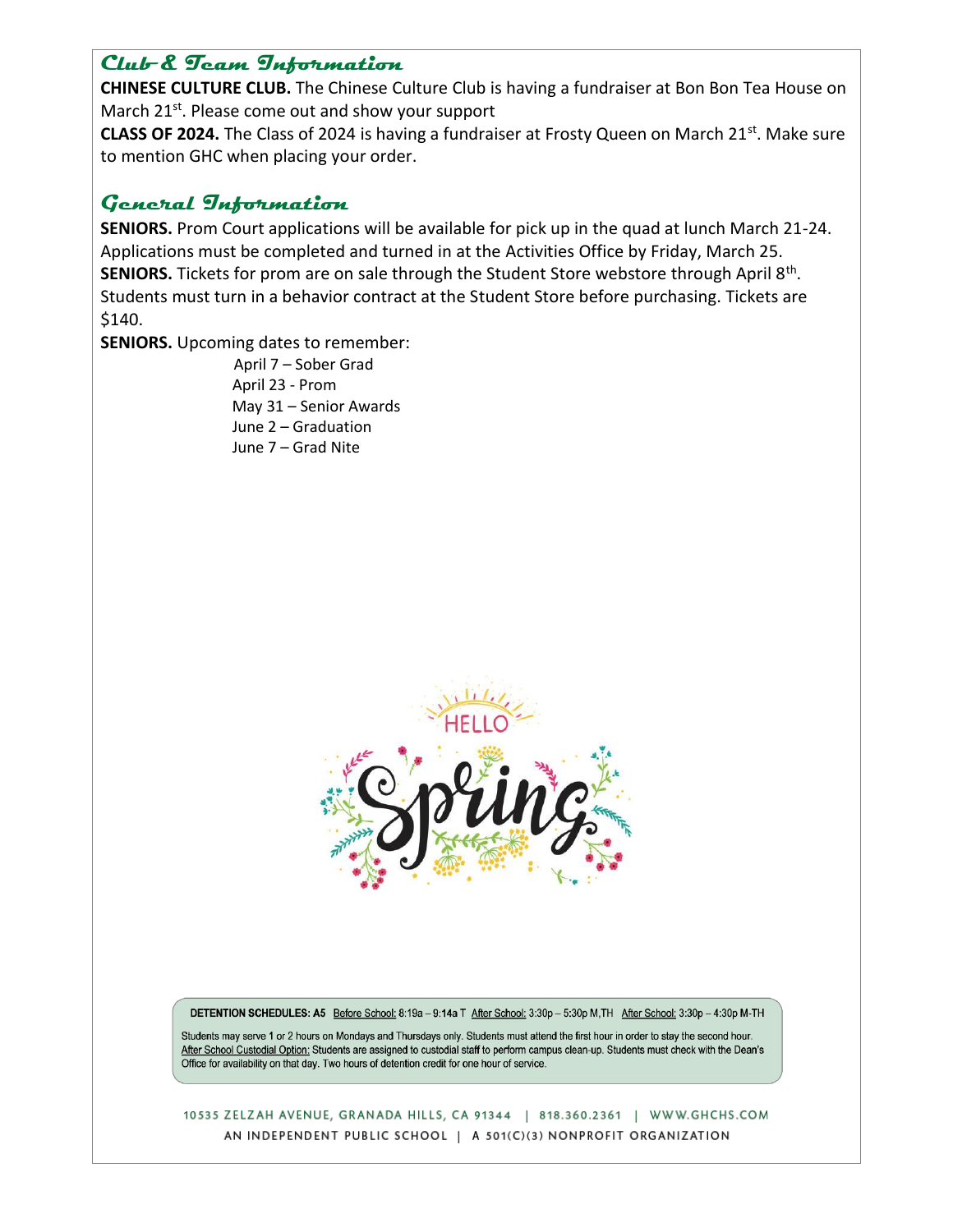## Club & Team Information

**CHINESE CULTURE CLUB.** The Chinese Culture Club is having a fundraiser at Bon Bon Tea House on March 21st. Please come out and show your support

**CLASS OF 2024.** The Class of 2024 is having a fundraiser at Frosty Queen on March 21st. Make sure to mention GHC when placing your order.

## General Information

**SENIORS.** Prom Court applications will be available for pick up in the quad at lunch March 21-24. Applications must be completed and turned in at the Activities Office by Friday, March 25.

**SENIORS.** Tickets for prom are on sale through the Student Store webstore through April 8th. Students must turn in a behavior contract at the Student Store before purchasing. Tickets are $140.

**SENIORS.** Upcoming dates to remember:

- April 7 – Sober Grad
- April 23 - Prom
- May 31 – Senior Awards
- June 2 – Graduation
- June 7 – Grad Nite

HELLO Spring

**DETENTION SCHEDULES: A5** Before School: 8:19a – 9:14a T After School: 3:30p – 5:30p M,TH After School: 3:30p – 4:30p M-TH

Students may serve 1 or 2 hours on Mondays and Thursdays only. Students must attend the first hour in order to stay the second hour. After School Custodial Option: Students are assigned to custodial staff to perform campus clean-up. Students must check with the Dean's Office for availability on that day. Two hours of detention credit for one hour of service.

10535 ZELZAH AVENUE, GRANADA HILLS, CA 91344 | 818.360.2361 | WWW.GHCHS.COM

AN INDEPENDENT PUBLIC SCHOOL | A 501(C)(3) NONPROFIT ORGANIZATION